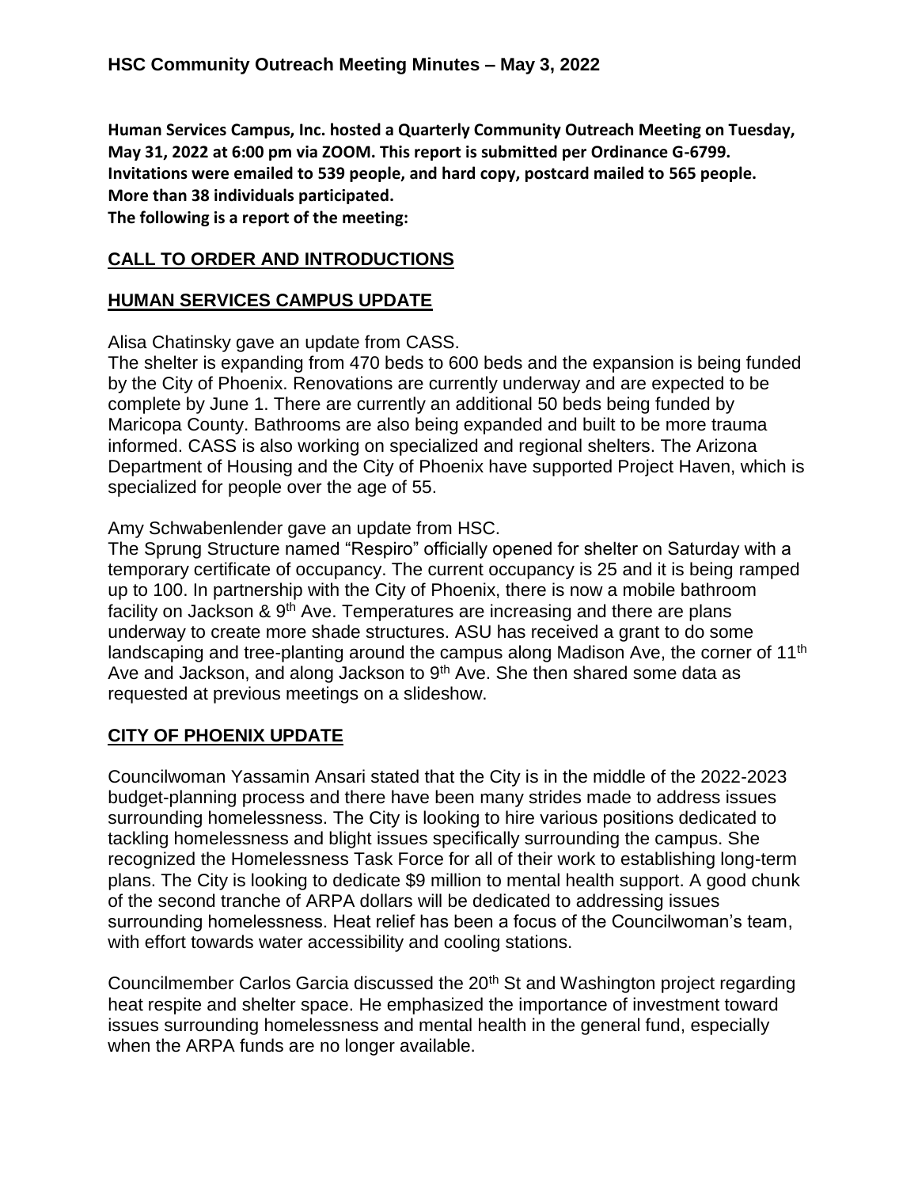# HSC Community Outreach Meeting Minutes – May 3, 2022

**Human Services Campus, Inc. hosted a Quarterly Community Outreach Meeting on Tuesday, May 31, 2022 at 6:00 pm via ZOOM. This report is submitted per Ordinance G-6799. Invitations were emailed to 539 people, and hard copy, postcard mailed to 565 people. More than 38 individuals participated.**
**The following is a report of the meeting:**

## CALL TO ORDER AND INTRODUCTIONS

## HUMAN SERVICES CAMPUS UPDATE

Alisa Chatinsky gave an update from CASS.
The shelter is expanding from 470 beds to 600 beds and the expansion is being funded by the City of Phoenix. Renovations are currently underway and are expected to be complete by June 1. There are currently an additional 50 beds being funded by Maricopa County. Bathrooms are also being expanded and built to be more trauma informed. CASS is also working on specialized and regional shelters. The Arizona Department of Housing and the City of Phoenix have supported Project Haven, which is specialized for people over the age of 55.

Amy Schwabenlender gave an update from HSC.
The Sprung Structure named "Respiro" officially opened for shelter on Saturday with a temporary certificate of occupancy. The current occupancy is 25 and it is being ramped up to 100. In partnership with the City of Phoenix, there is now a mobile bathroom facility on Jackson & 9th Ave. Temperatures are increasing and there are plans underway to create more shade structures. ASU has received a grant to do some landscaping and tree-planting around the campus along Madison Ave, the corner of 11th Ave and Jackson, and along Jackson to 9th Ave. She then shared some data as requested at previous meetings on a slideshow.

## CITY OF PHOENIX UPDATE

Councilwoman Yassamin Ansari stated that the City is in the middle of the 2022-2023 budget-planning process and there have been many strides made to address issues surrounding homelessness. The City is looking to hire various positions dedicated to tackling homelessness and blight issues specifically surrounding the campus. She recognized the Homelessness Task Force for all of their work to establishing long-term plans. The City is looking to dedicate $9 million to mental health support. A good chunk of the second tranche of ARPA dollars will be dedicated to addressing issues surrounding homelessness. Heat relief has been a focus of the Councilwoman's team, with effort towards water accessibility and cooling stations.

Councilmember Carlos Garcia discussed the 20th St and Washington project regarding heat respite and shelter space. He emphasized the importance of investment toward issues surrounding homelessness and mental health in the general fund, especially when the ARPA funds are no longer available.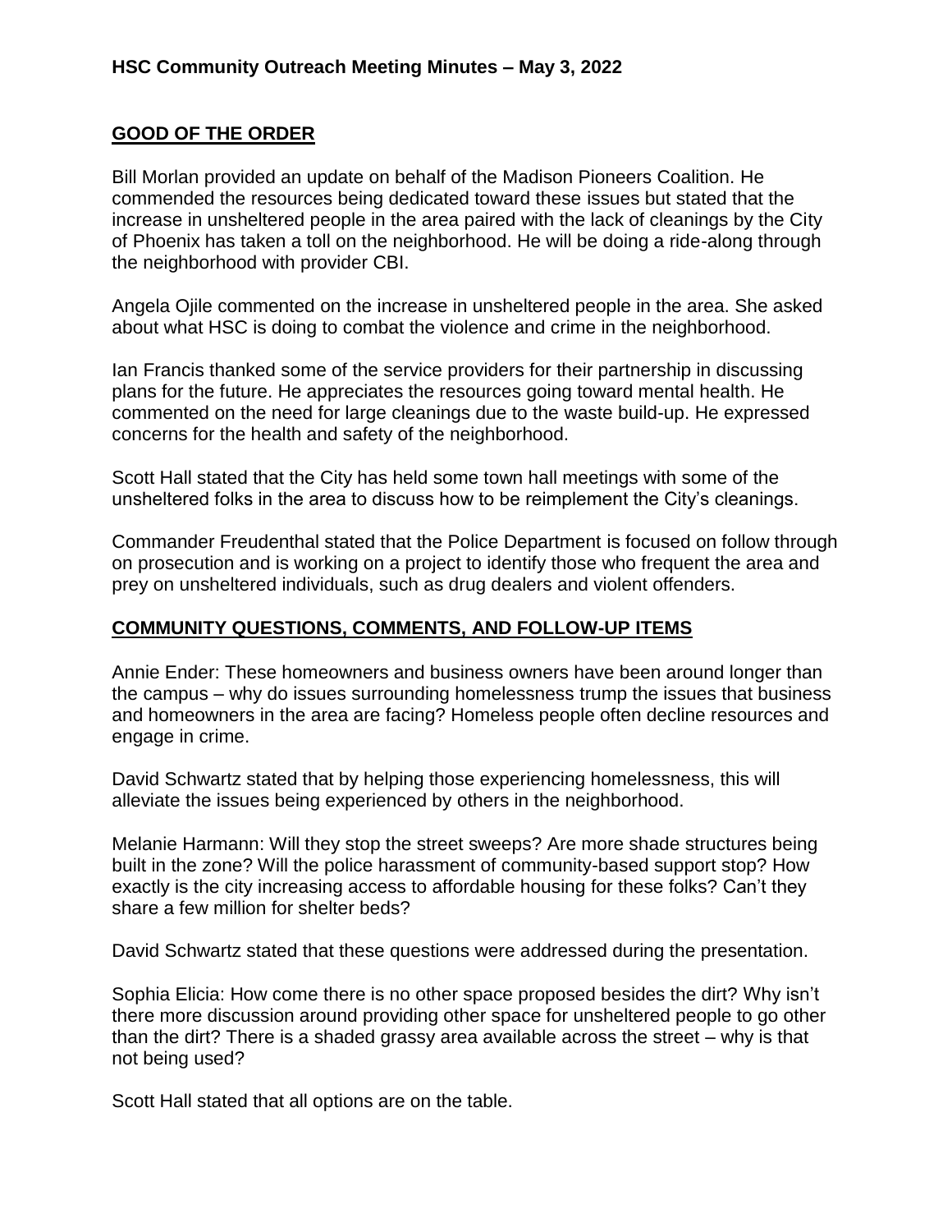## GOOD OF THE ORDER

Bill Morlan provided an update on behalf of the Madison Pioneers Coalition. He commended the resources being dedicated toward these issues but stated that the increase in unsheltered people in the area paired with the lack of cleanings by the City of Phoenix has taken a toll on the neighborhood. He will be doing a ride-along through the neighborhood with provider CBI.

Angela Ojile commented on the increase in unsheltered people in the area. She asked about what HSC is doing to combat the violence and crime in the neighborhood.

Ian Francis thanked some of the service providers for their partnership in discussing plans for the future. He appreciates the resources going toward mental health. He commented on the need for large cleanings due to the waste build-up. He expressed concerns for the health and safety of the neighborhood.

Scott Hall stated that the City has held some town hall meetings with some of the unsheltered folks in the area to discuss how to be reimplement the City's cleanings.

Commander Freudenthal stated that the Police Department is focused on follow through on prosecution and is working on a project to identify those who frequent the area and prey on unsheltered individuals, such as drug dealers and violent offenders.

## COMMUNITY QUESTIONS, COMMENTS, AND FOLLOW-UP ITEMS

Annie Ender: These homeowners and business owners have been around longer than the campus – why do issues surrounding homelessness trump the issues that business and homeowners in the area are facing? Homeless people often decline resources and engage in crime.

David Schwartz stated that by helping those experiencing homelessness, this will alleviate the issues being experienced by others in the neighborhood.

Melanie Harmann: Will they stop the street sweeps? Are more shade structures being built in the zone? Will the police harassment of community-based support stop? How exactly is the city increasing access to affordable housing for these folks? Can't they share a few million for shelter beds?

David Schwartz stated that these questions were addressed during the presentation.

Sophia Elicia: How come there is no other space proposed besides the dirt? Why isn't there more discussion around providing other space for unsheltered people to go other than the dirt? There is a shaded grassy area available across the street – why is that not being used?

Scott Hall stated that all options are on the table.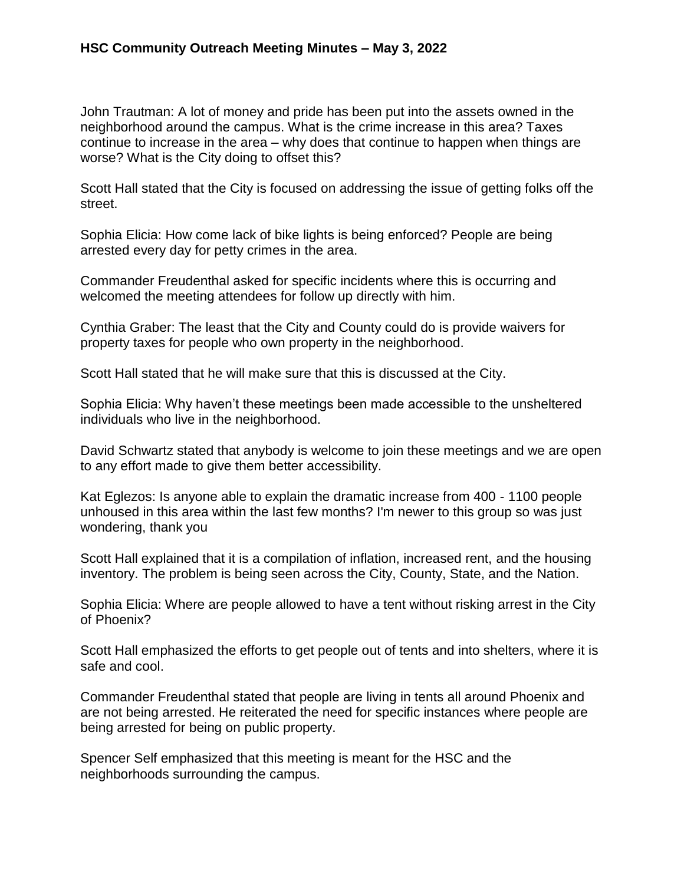John Trautman: A lot of money and pride has been put into the assets owned in the neighborhood around the campus. What is the crime increase in this area? Taxes continue to increase in the area – why does that continue to happen when things are worse? What is the City doing to offset this?

Scott Hall stated that the City is focused on addressing the issue of getting folks off the street.

Sophia Elicia: How come lack of bike lights is being enforced? People are being arrested every day for petty crimes in the area.

Commander Freudenthal asked for specific incidents where this is occurring and welcomed the meeting attendees for follow up directly with him.

Cynthia Graber: The least that the City and County could do is provide waivers for property taxes for people who own property in the neighborhood.

Scott Hall stated that he will make sure that this is discussed at the City.

Sophia Elicia: Why haven't these meetings been made accessible to the unsheltered individuals who live in the neighborhood.

David Schwartz stated that anybody is welcome to join these meetings and we are open to any effort made to give them better accessibility.

Kat Eglezos: Is anyone able to explain the dramatic increase from 400 - 1100 people unhoused in this area within the last few months? I'm newer to this group so was just wondering, thank you

Scott Hall explained that it is a compilation of inflation, increased rent, and the housing inventory. The problem is being seen across the City, County, State, and the Nation.

Sophia Elicia: Where are people allowed to have a tent without risking arrest in the City of Phoenix?

Scott Hall emphasized the efforts to get people out of tents and into shelters, where it is safe and cool.

Commander Freudenthal stated that people are living in tents all around Phoenix and are not being arrested. He reiterated the need for specific instances where people are being arrested for being on public property.

Spencer Self emphasized that this meeting is meant for the HSC and the neighborhoods surrounding the campus.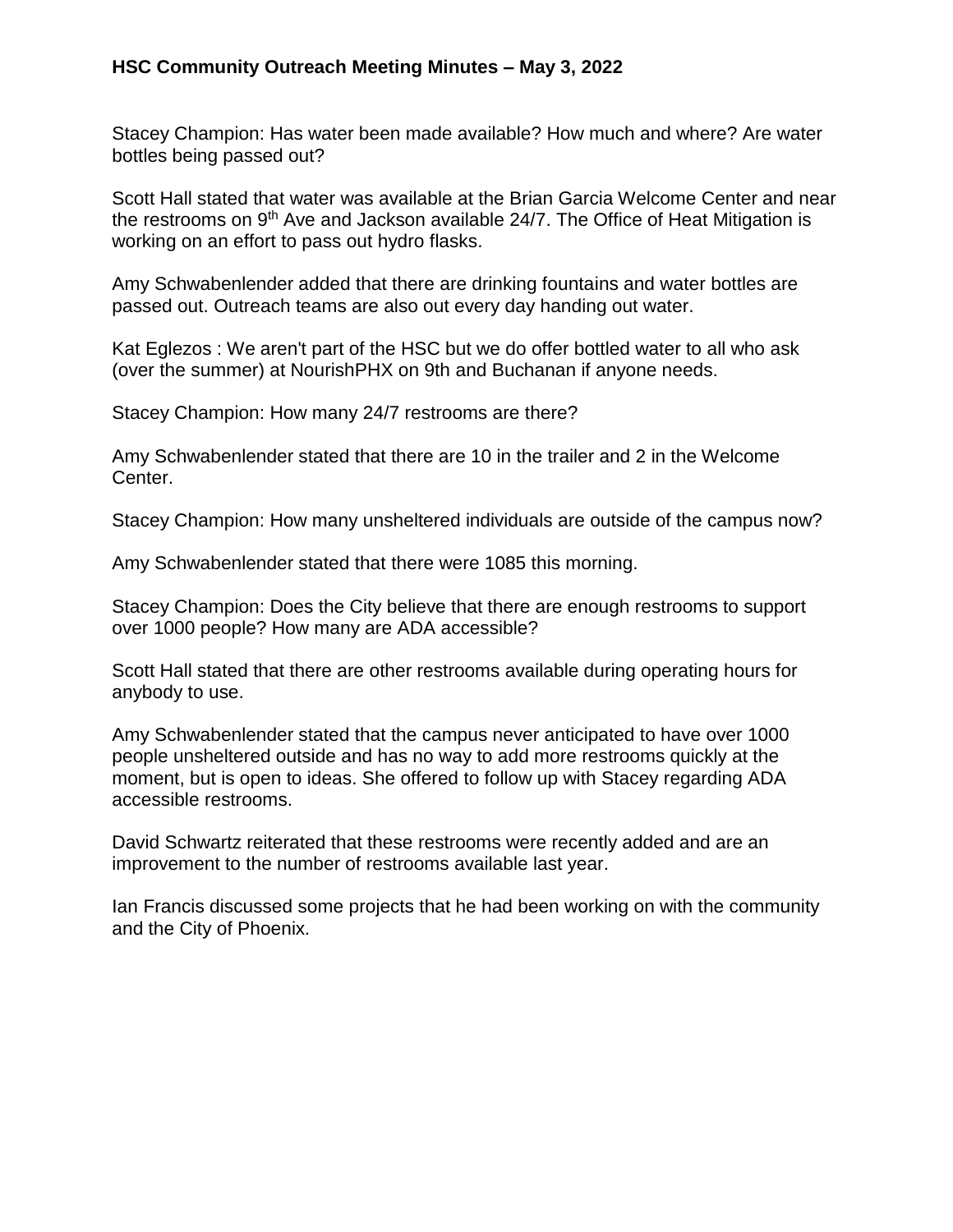Stacey Champion: Has water been made available? How much and where? Are water bottles being passed out?

Scott Hall stated that water was available at the Brian Garcia Welcome Center and near the restrooms on 9th Ave and Jackson available 24/7. The Office of Heat Mitigation is working on an effort to pass out hydro flasks.

Amy Schwabenlender added that there are drinking fountains and water bottles are passed out. Outreach teams are also out every day handing out water.

Kat Eglezos : We aren't part of the HSC but we do offer bottled water to all who ask (over the summer) at NourishPHX on 9th and Buchanan if anyone needs.

Stacey Champion: How many 24/7 restrooms are there?

Amy Schwabenlender stated that there are 10 in the trailer and 2 in the Welcome Center.

Stacey Champion: How many unsheltered individuals are outside of the campus now?

Amy Schwabenlender stated that there were 1085 this morning.

Stacey Champion: Does the City believe that there are enough restrooms to support over 1000 people? How many are ADA accessible?

Scott Hall stated that there are other restrooms available during operating hours for anybody to use.

Amy Schwabenlender stated that the campus never anticipated to have over 1000 people unsheltered outside and has no way to add more restrooms quickly at the moment, but is open to ideas. She offered to follow up with Stacey regarding ADA accessible restrooms.

David Schwartz reiterated that these restrooms were recently added and are an improvement to the number of restrooms available last year.

Ian Francis discussed some projects that he had been working on with the community and the City of Phoenix.